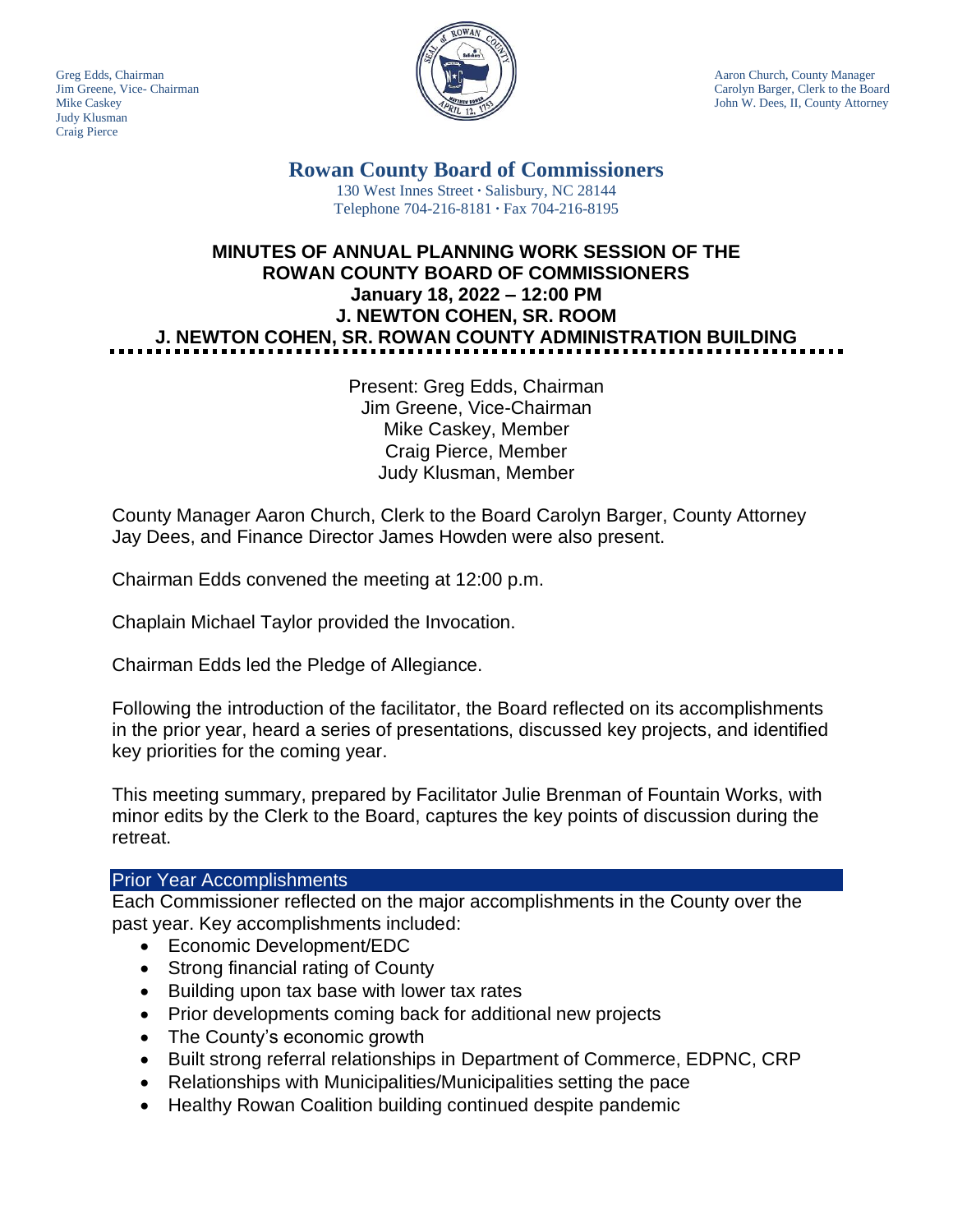Greg Edds, Chairman
Jim Greene, Vice- Chairman
Mike Caskey
Judy Klusman
Craig Pierce

Aaron Church, County Manager
Carolyn Barger, Clerk to the Board
John W. Dees, II, County Attorney

# Rowan County Board of Commissioners

130 West Innes Street · Salisbury, NC 28144
Telephone 704-216-8181 · Fax 704-216-8195

## MINUTES OF ANNUAL PLANNING WORK SESSION OF THE ROWAN COUNTY BOARD OF COMMISSIONERS
## January 18, 2022 – 12:00 PM
## J. NEWTON COHEN, SR. ROOM
## J. NEWTON COHEN, SR. ROWAN COUNTY ADMINISTRATION BUILDING

Present: Greg Edds, Chairman
Jim Greene, Vice-Chairman
Mike Caskey, Member
Craig Pierce, Member
Judy Klusman, Member

County Manager Aaron Church, Clerk to the Board Carolyn Barger, County Attorney Jay Dees, and Finance Director James Howden were also present.

Chairman Edds convened the meeting at 12:00 p.m.

Chaplain Michael Taylor provided the Invocation.

Chairman Edds led the Pledge of Allegiance.

Following the introduction of the facilitator, the Board reflected on its accomplishments in the prior year, heard a series of presentations, discussed key projects, and identified key priorities for the coming year.

This meeting summary, prepared by Facilitator Julie Brenman of Fountain Works, with minor edits by the Clerk to the Board, captures the key points of discussion during the retreat.

## Prior Year Accomplishments

Each Commissioner reflected on the major accomplishments in the County over the past year. Key accomplishments included:

- Economic Development/EDC
- Strong financial rating of County
- Building upon tax base with lower tax rates
- Prior developments coming back for additional new projects
- The County's economic growth
- Built strong referral relationships in Department of Commerce, EDPNC, CRP
- Relationships with Municipalities/Municipalities setting the pace
- Healthy Rowan Coalition building continued despite pandemic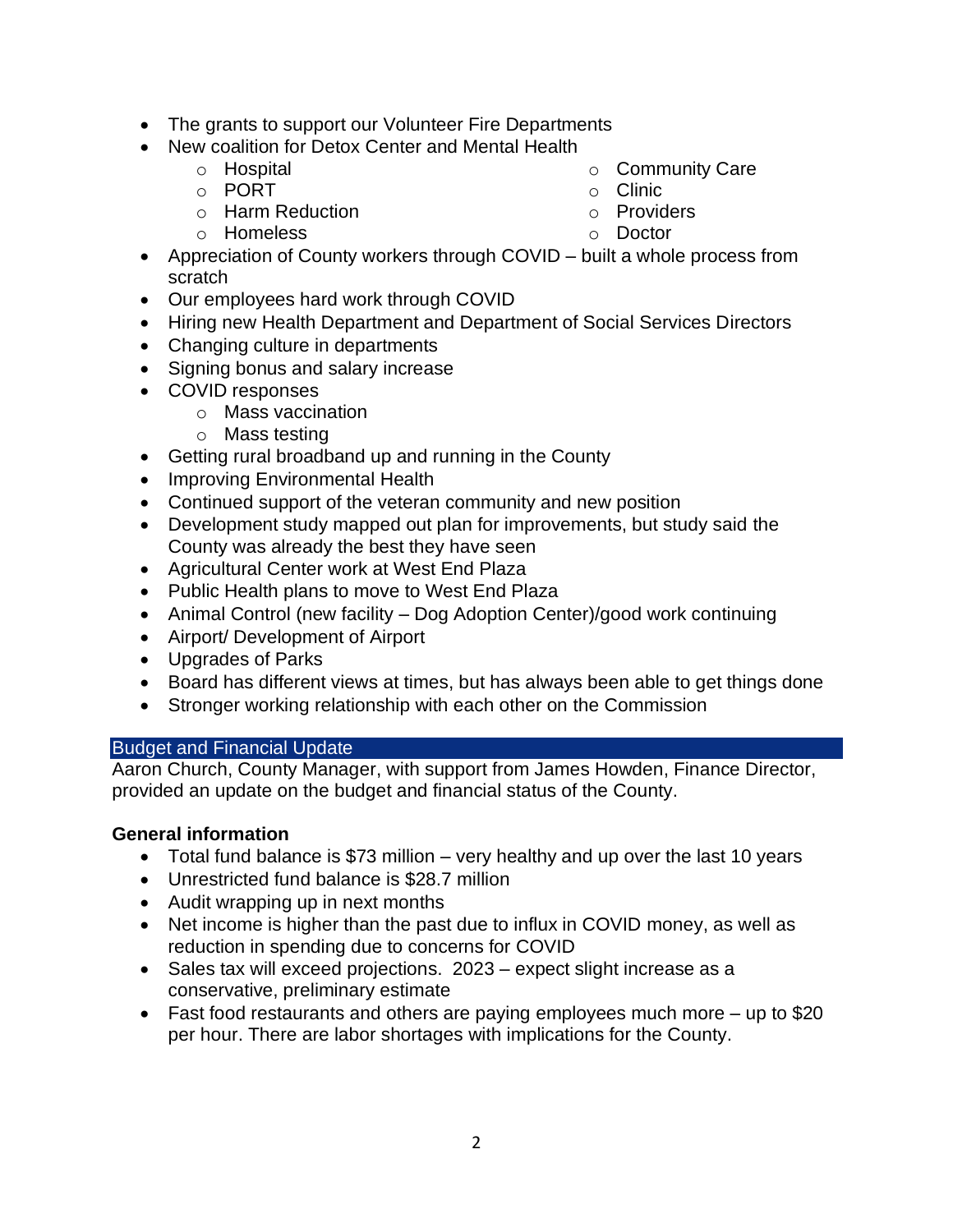- The grants to support our Volunteer Fire Departments
- New coalition for Detox Center and Mental Health
  - Hospital
  - PORT
  - Harm Reduction
  - Homeless
  - Community Care
  - Clinic
  - Providers
  - Doctor
- Appreciation of County workers through COVID – built a whole process from scratch
- Our employees hard work through COVID
- Hiring new Health Department and Department of Social Services Directors
- Changing culture in departments
- Signing bonus and salary increase
- COVID responses
  - Mass vaccination
  - Mass testing
- Getting rural broadband up and running in the County
- Improving Environmental Health
- Continued support of the veteran community and new position
- Development study mapped out plan for improvements, but study said the County was already the best they have seen
- Agricultural Center work at West End Plaza
- Public Health plans to move to West End Plaza
- Animal Control (new facility – Dog Adoption Center)/good work continuing
- Airport/ Development of Airport
- Upgrades of Parks
- Board has different views at times, but has always been able to get things done
- Stronger working relationship with each other on the Commission

## Budget and Financial Update

Aaron Church, County Manager, with support from James Howden, Finance Director, provided an update on the budget and financial status of the County.

**General information**

- Total fund balance is $73 million – very healthy and up over the last 10 years
- Unrestricted fund balance is $28.7 million
- Audit wrapping up in next months
- Net income is higher than the past due to influx in COVID money, as well as reduction in spending due to concerns for COVID
- Sales tax will exceed projections. 2023 – expect slight increase as a conservative, preliminary estimate
- Fast food restaurants and others are paying employees much more – up to $20 per hour. There are labor shortages with implications for the County.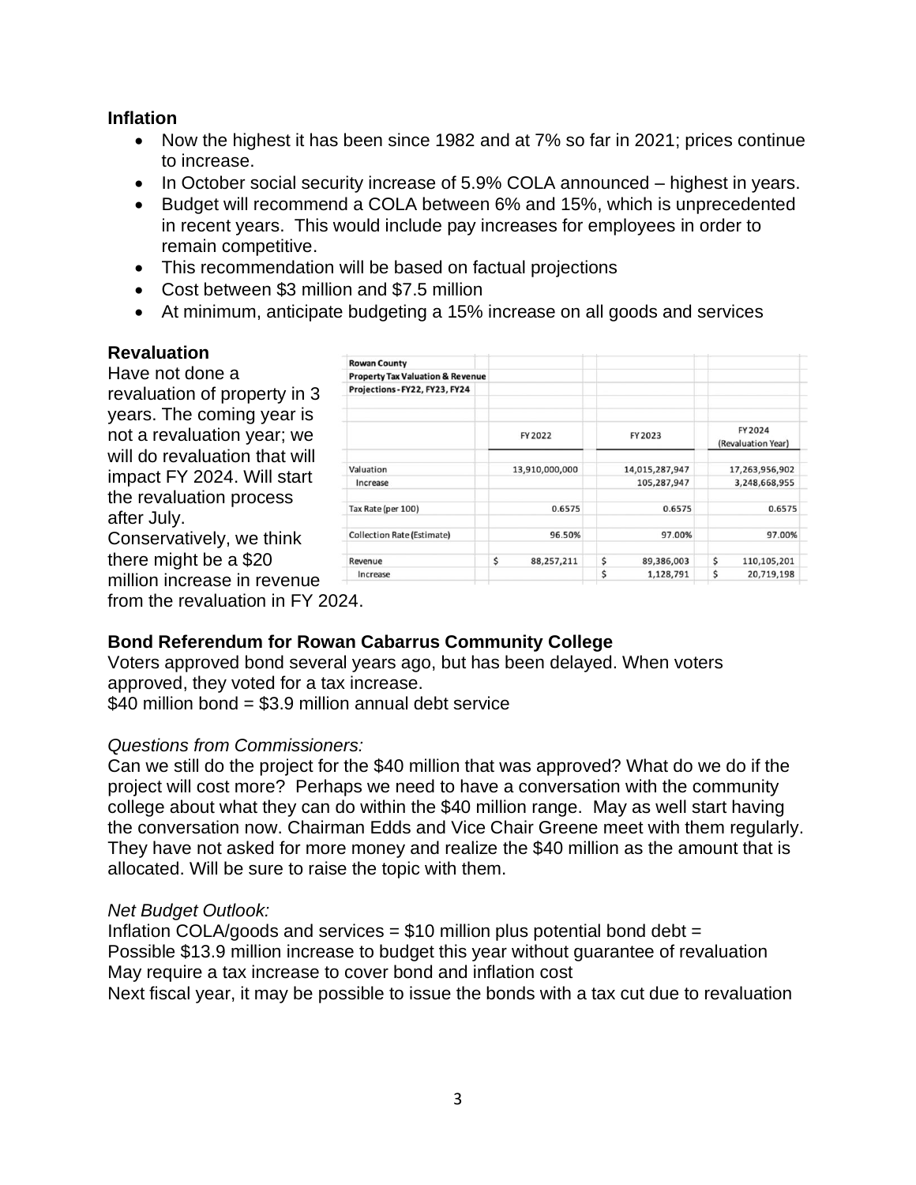**Inflation**

- Now the highest it has been since 1982 and at 7% so far in 2021; prices continue to increase.
- In October social security increase of 5.9% COLA announced – highest in years.
- Budget will recommend a COLA between 6% and 15%, which is unprecedented in recent years. This would include pay increases for employees in order to remain competitive.
- This recommendation will be based on factual projections
- Cost between $3 million and $7.5 million
- At minimum, anticipate budgeting a 15% increase on all goods and services

**Revaluation**

Have not done a revaluation of property in 3 years. The coming year is not a revaluation year; we will do revaluation that will impact FY 2024. Will start the revaluation process after July. Conservatively, we think there might be a $20 million increase in revenue from the revaluation in FY 2024.

| Rowan County<br>Property Tax Valuation & Revenue<br>Projections - FY22, FY23, FY24 | FY 2022 | FY 2023 | FY 2024 (Revaluation Year) |
|---|---|---|---|
| Valuation | 13,910,000,000 | 14,015,287,947 | 17,263,956,902 |
| Increase | | 105,287,947 | 3,248,668,955 |
| Tax Rate (per 100) | 0.6575 | 0.6575 | 0.6575 |
| Collection Rate (Estimate) | 96.50% | 97.00% | 97.00% |
| Revenue | $ 88,257,211 | $ 89,386,003 | $ 110,105,201 |
| Increase | | $ 1,128,791 | $ 20,719,198 |

**Bond Referendum for Rowan Cabarrus Community College**

Voters approved bond several years ago, but has been delayed. When voters approved, they voted for a tax increase.
$40 million bond = $3.9 million annual debt service

*Questions from Commissioners:*

Can we still do the project for the $40 million that was approved? What do we do if the project will cost more? Perhaps we need to have a conversation with the community college about what they can do within the $40 million range. May as well start having the conversation now. Chairman Edds and Vice Chair Greene meet with them regularly. They have not asked for more money and realize the $40 million as the amount that is allocated. Will be sure to raise the topic with them.

*Net Budget Outlook:*

Inflation COLA/goods and services = $10 million plus potential bond debt =
Possible $13.9 million increase to budget this year without guarantee of revaluation
May require a tax increase to cover bond and inflation cost
Next fiscal year, it may be possible to issue the bonds with a tax cut due to revaluation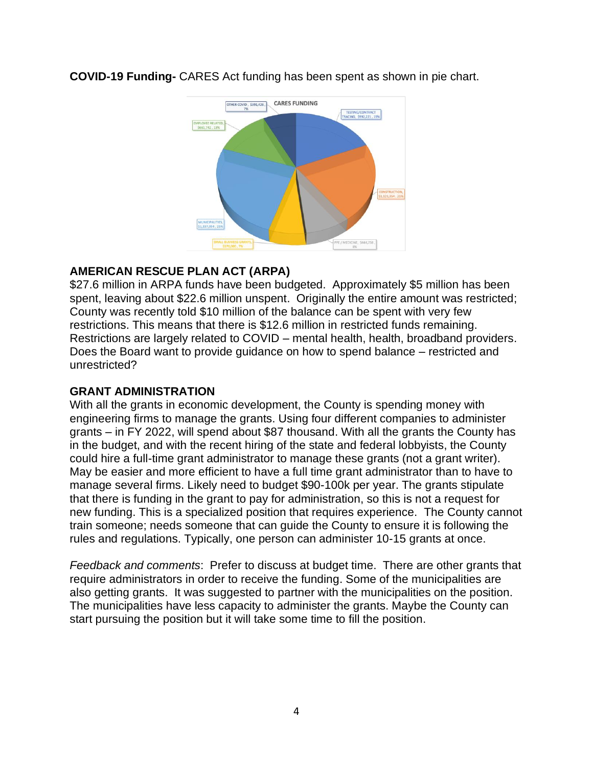**COVID-19 Funding-** CARES Act funding has been spent as shown in pie chart.

## AMERICAN RESCUE PLAN ACT (ARPA)

$27.6 million in ARPA funds have been budgeted. Approximately $5 million has been spent, leaving about $22.6 million unspent. Originally the entire amount was restricted; County was recently told $10 million of the balance can be spent with very few restrictions. This means that there is $12.6 million in restricted funds remaining. Restrictions are largely related to COVID – mental health, health, broadband providers. Does the Board want to provide guidance on how to spend balance – restricted and unrestricted?

## GRANT ADMINISTRATION

With all the grants in economic development, the County is spending money with engineering firms to manage the grants. Using four different companies to administer grants – in FY 2022, will spend about $87 thousand. With all the grants the County has in the budget, and with the recent hiring of the state and federal lobbyists, the County could hire a full-time grant administrator to manage these grants (not a grant writer). May be easier and more efficient to have a full time grant administrator than to have to manage several firms. Likely need to budget $90-100k per year. The grants stipulate that there is funding in the grant to pay for administration, so this is not a request for new funding. This is a specialized position that requires experience. The County cannot train someone; needs someone that can guide the County to ensure it is following the rules and regulations. Typically, one person can administer 10-15 grants at once.

*Feedback and comments*: Prefer to discuss at budget time. There are other grants that require administrators in order to receive the funding. Some of the municipalities are also getting grants. It was suggested to partner with the municipalities on the position. The municipalities have less capacity to administer the grants. Maybe the County can start pursuing the position but it will take some time to fill the position.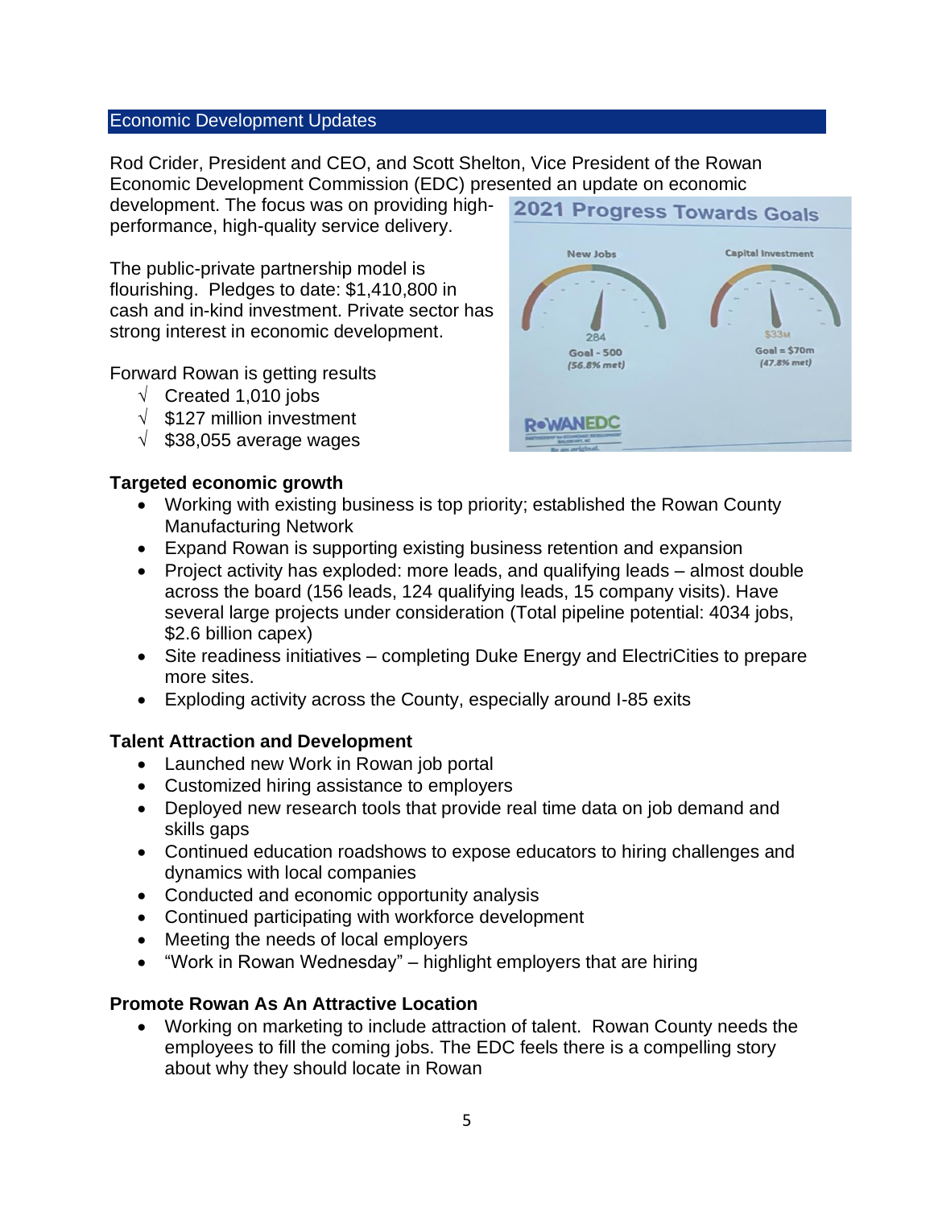## Economic Development Updates

Rod Crider, President and CEO, and Scott Shelton, Vice President of the Rowan Economic Development Commission (EDC) presented an update on economic development. The focus was on providing high-performance, high-quality service delivery.

The public-private partnership model is flourishing. Pledges to date: $1,410,800 in cash and in-kind investment. Private sector has strong interest in economic development.

Forward Rowan is getting results

- √ Created 1,010 jobs
- √ $127 million investment
- √ $38,055 average wages

**Targeted economic growth**

- Working with existing business is top priority; established the Rowan County Manufacturing Network
- Expand Rowan is supporting existing business retention and expansion
- Project activity has exploded: more leads, and qualifying leads – almost double across the board (156 leads, 124 qualifying leads, 15 company visits). Have several large projects under consideration (Total pipeline potential: 4034 jobs, $2.6 billion capex)
- Site readiness initiatives – completing Duke Energy and ElectriCities to prepare more sites.
- Exploding activity across the County, especially around I-85 exits

**Talent Attraction and Development**

- Launched new Work in Rowan job portal
- Customized hiring assistance to employers
- Deployed new research tools that provide real time data on job demand and skills gaps
- Continued education roadshows to expose educators to hiring challenges and dynamics with local companies
- Conducted and economic opportunity analysis
- Continued participating with workforce development
- Meeting the needs of local employers
- "Work in Rowan Wednesday" – highlight employers that are hiring

**Promote Rowan As An Attractive Location**

- Working on marketing to include attraction of talent. Rowan County needs the employees to fill the coming jobs. The EDC feels there is a compelling story about why they should locate in Rowan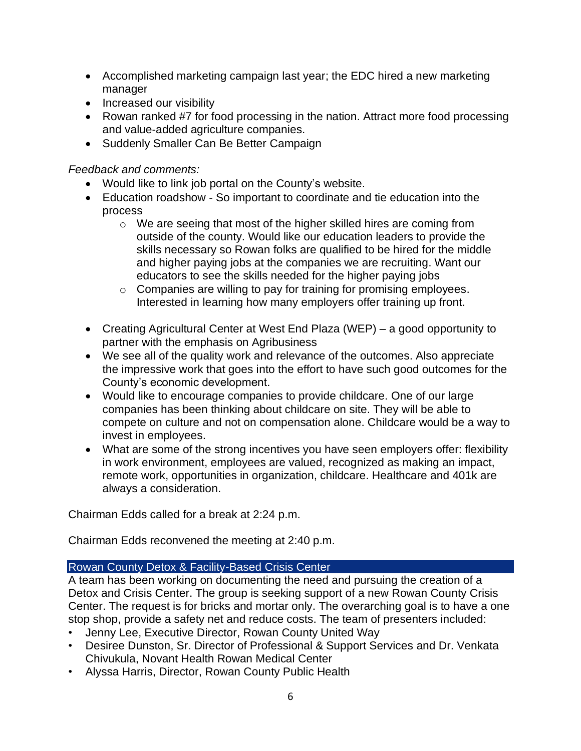- Accomplished marketing campaign last year; the EDC hired a new marketing manager
- Increased our visibility
- Rowan ranked #7 for food processing in the nation. Attract more food processing and value-added agriculture companies.
- Suddenly Smaller Can Be Better Campaign

*Feedback and comments:*

- Would like to link job portal on the County's website.
- Education roadshow - So important to coordinate and tie education into the process
    - We are seeing that most of the higher skilled hires are coming from outside of the county. Would like our education leaders to provide the skills necessary so Rowan folks are qualified to be hired for the middle and higher paying jobs at the companies we are recruiting. Want our educators to see the skills needed for the higher paying jobs
    - Companies are willing to pay for training for promising employees. Interested in learning how many employers offer training up front.
- Creating Agricultural Center at West End Plaza (WEP) – a good opportunity to partner with the emphasis on Agribusiness
- We see all of the quality work and relevance of the outcomes. Also appreciate the impressive work that goes into the effort to have such good outcomes for the County's economic development.
- Would like to encourage companies to provide childcare. One of our large companies has been thinking about childcare on site. They will be able to compete on culture and not on compensation alone. Childcare would be a way to invest in employees.
- What are some of the strong incentives you have seen employers offer: flexibility in work environment, employees are valued, recognized as making an impact, remote work, opportunities in organization, childcare. Healthcare and 401k are always a consideration.

Chairman Edds called for a break at 2:24 p.m.

Chairman Edds reconvened the meeting at 2:40 p.m.

## Rowan County Detox & Facility-Based Crisis Center

A team has been working on documenting the need and pursuing the creation of a Detox and Crisis Center. The group is seeking support of a new Rowan County Crisis Center. The request is for bricks and mortar only. The overarching goal is to have a one stop shop, provide a safety net and reduce costs. The team of presenters included:

- Jenny Lee, Executive Director, Rowan County United Way
- Desiree Dunston, Sr. Director of Professional & Support Services and Dr. Venkata Chivukula, Novant Health Rowan Medical Center
- Alyssa Harris, Director, Rowan County Public Health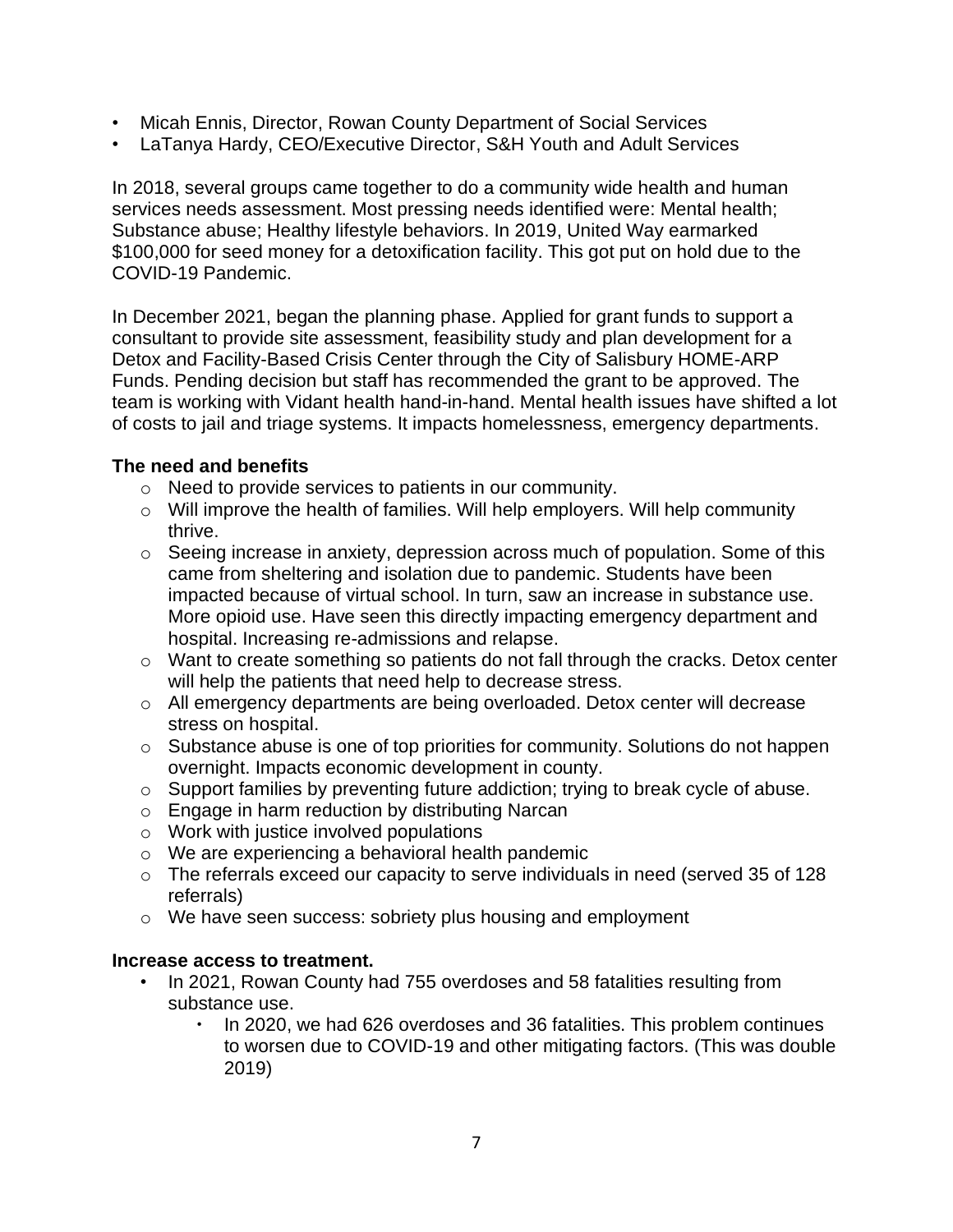- Micah Ennis, Director, Rowan County Department of Social Services
- LaTanya Hardy, CEO/Executive Director, S&H Youth and Adult Services

In 2018, several groups came together to do a community wide health and human services needs assessment. Most pressing needs identified were: Mental health; Substance abuse; Healthy lifestyle behaviors. In 2019, United Way earmarked $100,000 for seed money for a detoxification facility. This got put on hold due to the COVID-19 Pandemic.

In December 2021, began the planning phase. Applied for grant funds to support a consultant to provide site assessment, feasibility study and plan development for a Detox and Facility-Based Crisis Center through the City of Salisbury HOME-ARP Funds. Pending decision but staff has recommended the grant to be approved. The team is working with Vidant health hand-in-hand. Mental health issues have shifted a lot of costs to jail and triage systems. It impacts homelessness, emergency departments.

**The need and benefits**

- Need to provide services to patients in our community.
- Will improve the health of families. Will help employers. Will help community thrive.
- Seeing increase in anxiety, depression across much of population. Some of this came from sheltering and isolation due to pandemic. Students have been impacted because of virtual school. In turn, saw an increase in substance use. More opioid use. Have seen this directly impacting emergency department and hospital. Increasing re-admissions and relapse.
- Want to create something so patients do not fall through the cracks. Detox center will help the patients that need help to decrease stress.
- All emergency departments are being overloaded. Detox center will decrease stress on hospital.
- Substance abuse is one of top priorities for community. Solutions do not happen overnight. Impacts economic development in county.
- Support families by preventing future addiction; trying to break cycle of abuse.
- Engage in harm reduction by distributing Narcan
- Work with justice involved populations
- We are experiencing a behavioral health pandemic
- The referrals exceed our capacity to serve individuals in need (served 35 of 128 referrals)
- We have seen success: sobriety plus housing and employment

**Increase access to treatment.**

- In 2021, Rowan County had 755 overdoses and 58 fatalities resulting from substance use.
  - In 2020, we had 626 overdoses and 36 fatalities. This problem continues to worsen due to COVID-19 and other mitigating factors. (This was double 2019)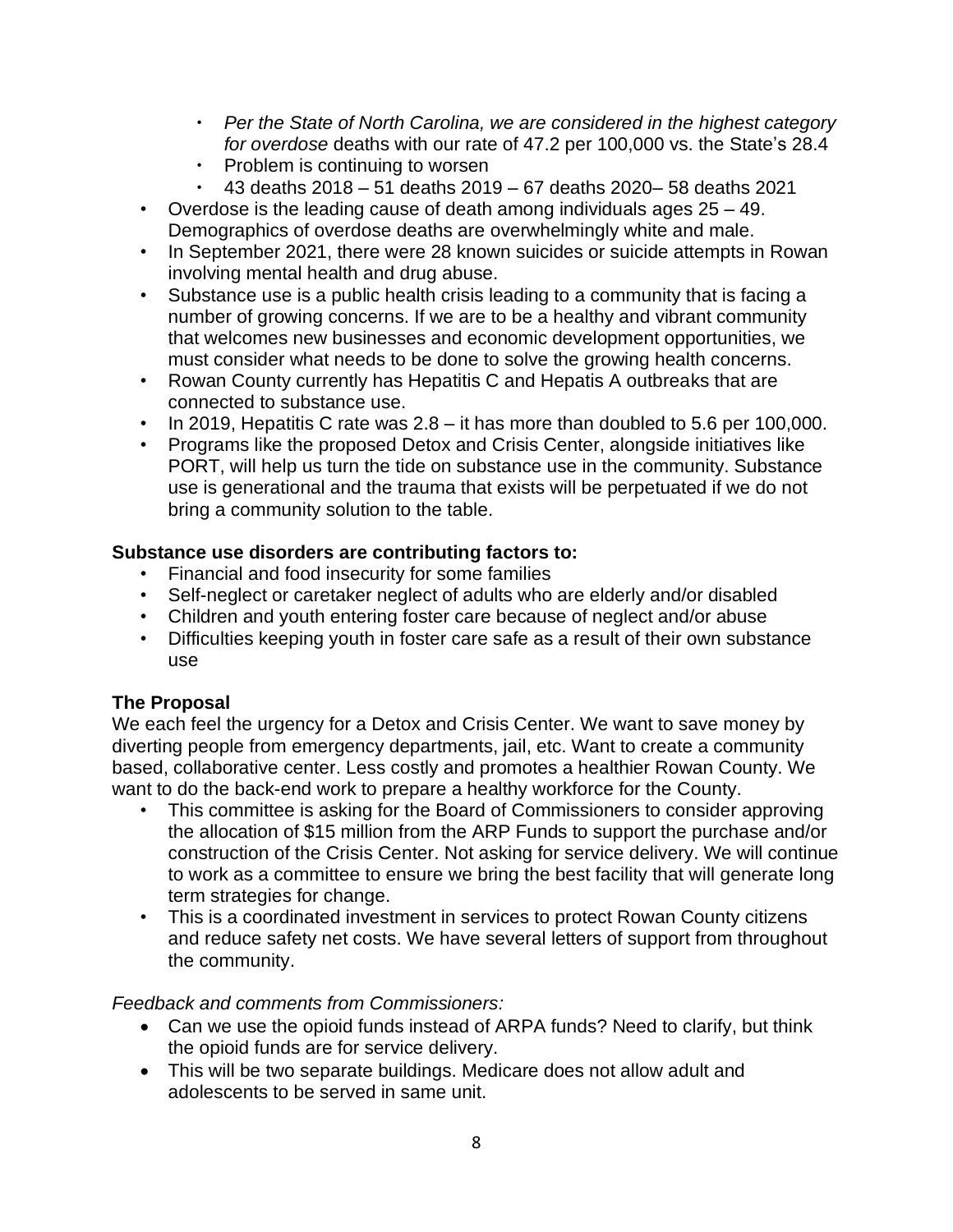- *Per the State of North Carolina, we are considered in the highest category for overdose* deaths with our rate of 47.2 per 100,000 vs. the State's 28.4
  - Problem is continuing to worsen
  - 43 deaths 2018 – 51 deaths 2019 – 67 deaths 2020– 58 deaths 2021
- Overdose is the leading cause of death among individuals ages 25 – 49. Demographics of overdose deaths are overwhelmingly white and male.
- In September 2021, there were 28 known suicides or suicide attempts in Rowan involving mental health and drug abuse.
- Substance use is a public health crisis leading to a community that is facing a number of growing concerns. If we are to be a healthy and vibrant community that welcomes new businesses and economic development opportunities, we must consider what needs to be done to solve the growing health concerns.
- Rowan County currently has Hepatitis C and Hepatis A outbreaks that are connected to substance use.
- In 2019, Hepatitis C rate was 2.8 – it has more than doubled to 5.6 per 100,000.
- Programs like the proposed Detox and Crisis Center, alongside initiatives like PORT, will help us turn the tide on substance use in the community. Substance use is generational and the trauma that exists will be perpetuated if we do not bring a community solution to the table.

**Substance use disorders are contributing factors to:**

- Financial and food insecurity for some families
- Self-neglect or caretaker neglect of adults who are elderly and/or disabled
- Children and youth entering foster care because of neglect and/or abuse
- Difficulties keeping youth in foster care safe as a result of their own substance use

**The Proposal**

We each feel the urgency for a Detox and Crisis Center. We want to save money by diverting people from emergency departments, jail, etc. Want to create a community based, collaborative center. Less costly and promotes a healthier Rowan County. We want to do the back-end work to prepare a healthy workforce for the County.

- This committee is asking for the Board of Commissioners to consider approving the allocation of $15 million from the ARP Funds to support the purchase and/or construction of the Crisis Center. Not asking for service delivery. We will continue to work as a committee to ensure we bring the best facility that will generate long term strategies for change.
- This is a coordinated investment in services to protect Rowan County citizens and reduce safety net costs. We have several letters of support from throughout the community.

*Feedback and comments from Commissioners:*

- Can we use the opioid funds instead of ARPA funds? Need to clarify, but think the opioid funds are for service delivery.
- This will be two separate buildings. Medicare does not allow adult and adolescents to be served in same unit.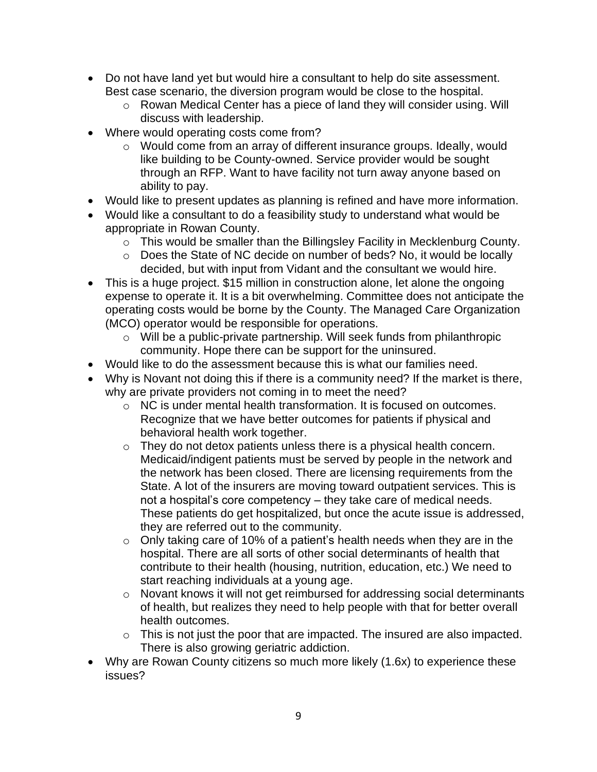- Do not have land yet but would hire a consultant to help do site assessment. Best case scenario, the diversion program would be close to the hospital.
    - Rowan Medical Center has a piece of land they will consider using. Will discuss with leadership.
- Where would operating costs come from?
    - Would come from an array of different insurance groups. Ideally, would like building to be County-owned. Service provider would be sought through an RFP. Want to have facility not turn away anyone based on ability to pay.
- Would like to present updates as planning is refined and have more information.
- Would like a consultant to do a feasibility study to understand what would be appropriate in Rowan County.
    - This would be smaller than the Billingsley Facility in Mecklenburg County.
    - Does the State of NC decide on number of beds? No, it would be locally decided, but with input from Vidant and the consultant we would hire.
- This is a huge project. $15 million in construction alone, let alone the ongoing expense to operate it. It is a bit overwhelming. Committee does not anticipate the operating costs would be borne by the County. The Managed Care Organization (MCO) operator would be responsible for operations.
    - Will be a public-private partnership. Will seek funds from philanthropic community. Hope there can be support for the uninsured.
- Would like to do the assessment because this is what our families need.
- Why is Novant not doing this if there is a community need? If the market is there, why are private providers not coming in to meet the need?
    - NC is under mental health transformation. It is focused on outcomes. Recognize that we have better outcomes for patients if physical and behavioral health work together.
    - They do not detox patients unless there is a physical health concern. Medicaid/indigent patients must be served by people in the network and the network has been closed. There are licensing requirements from the State. A lot of the insurers are moving toward outpatient services. This is not a hospital's core competency – they take care of medical needs. These patients do get hospitalized, but once the acute issue is addressed, they are referred out to the community.
    - Only taking care of 10% of a patient's health needs when they are in the hospital. There are all sorts of other social determinants of health that contribute to their health (housing, nutrition, education, etc.) We need to start reaching individuals at a young age.
    - Novant knows it will not get reimbursed for addressing social determinants of health, but realizes they need to help people with that for better overall health outcomes.
    - This is not just the poor that are impacted. The insured are also impacted. There is also growing geriatric addiction.
- Why are Rowan County citizens so much more likely (1.6x) to experience these issues?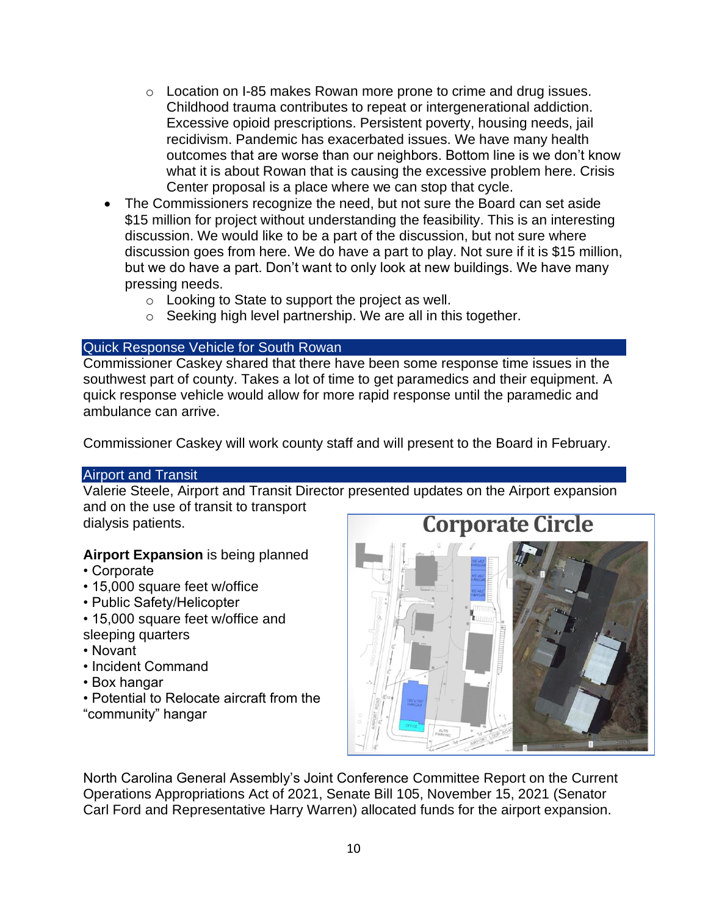- Location on I-85 makes Rowan more prone to crime and drug issues. Childhood trauma contributes to repeat or intergenerational addiction. Excessive opioid prescriptions. Persistent poverty, housing needs, jail recidivism. Pandemic has exacerbated issues. We have many health outcomes that are worse than our neighbors. Bottom line is we don't know what it is about Rowan that is causing the excessive problem here. Crisis Center proposal is a place where we can stop that cycle.
- The Commissioners recognize the need, but not sure the Board can set aside $15 million for project without understanding the feasibility. This is an interesting discussion. We would like to be a part of the discussion, but not sure where discussion goes from here. We do have a part to play. Not sure if it is $15 million, but we do have a part. Don't want to only look at new buildings. We have many pressing needs.
  - Looking to State to support the project as well.
  - Seeking high level partnership. We are all in this together.

## Quick Response Vehicle for South Rowan

Commissioner Caskey shared that there have been some response time issues in the southwest part of county. Takes a lot of time to get paramedics and their equipment. A quick response vehicle would allow for more rapid response until the paramedic and ambulance can arrive.

Commissioner Caskey will work county staff and will present to the Board in February.

## Airport and Transit

Valerie Steele, Airport and Transit Director presented updates on the Airport expansion and on the use of transit to transport dialysis patients.

**Airport Expansion** is being planned

- Corporate
- 15,000 square feet w/office
- Public Safety/Helicopter
- 15,000 square feet w/office and sleeping quarters
- Novant
- Incident Command
- Box hangar
- Potential to Relocate aircraft from the "community" hangar

Corporate Circle

North Carolina General Assembly's Joint Conference Committee Report on the Current Operations Appropriations Act of 2021, Senate Bill 105, November 15, 2021 (Senator Carl Ford and Representative Harry Warren) allocated funds for the airport expansion.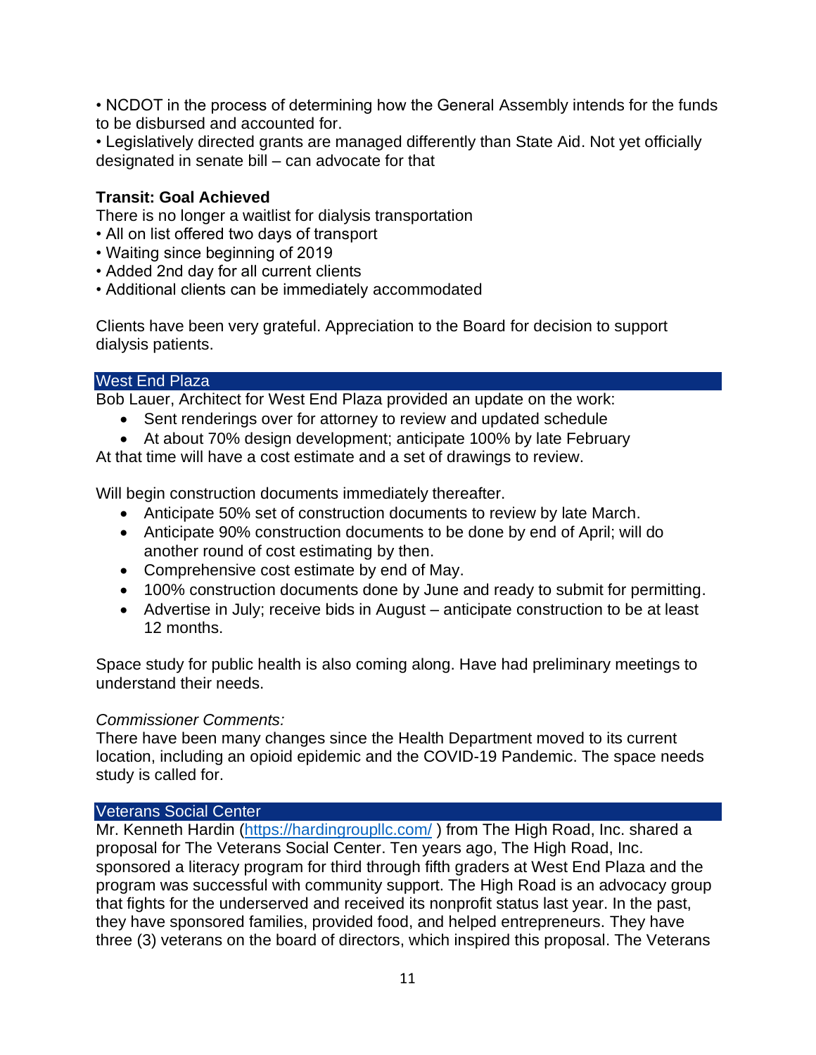• NCDOT in the process of determining how the General Assembly intends for the funds to be disbursed and accounted for.
• Legislatively directed grants are managed differently than State Aid. Not yet officially designated in senate bill – can advocate for that

**Transit: Goal Achieved**
There is no longer a waitlist for dialysis transportation
• All on list offered two days of transport
• Waiting since beginning of 2019
• Added 2nd day for all current clients
• Additional clients can be immediately accommodated

Clients have been very grateful. Appreciation to the Board for decision to support dialysis patients.

## West End Plaza

Bob Lauer, Architect for West End Plaza provided an update on the work:

- Sent renderings over for attorney to review and updated schedule
- At about 70% design development; anticipate 100% by late February

At that time will have a cost estimate and a set of drawings to review.

Will begin construction documents immediately thereafter.

- Anticipate 50% set of construction documents to review by late March.
- Anticipate 90% construction documents to be done by end of April; will do another round of cost estimating by then.
- Comprehensive cost estimate by end of May.
- 100% construction documents done by June and ready to submit for permitting.
- Advertise in July; receive bids in August – anticipate construction to be at least 12 months.

Space study for public health is also coming along. Have had preliminary meetings to understand their needs.

*Commissioner Comments:*
There have been many changes since the Health Department moved to its current location, including an opioid epidemic and the COVID-19 Pandemic. The space needs study is called for.

## Veterans Social Center

Mr. Kenneth Hardin (https://hardingroupllc.com/ ) from The High Road, Inc. shared a proposal for The Veterans Social Center. Ten years ago, The High Road, Inc. sponsored a literacy program for third through fifth graders at West End Plaza and the program was successful with community support. The High Road is an advocacy group that fights for the underserved and received its nonprofit status last year. In the past, they have sponsored families, provided food, and helped entrepreneurs. They have three (3) veterans on the board of directors, which inspired this proposal. The Veterans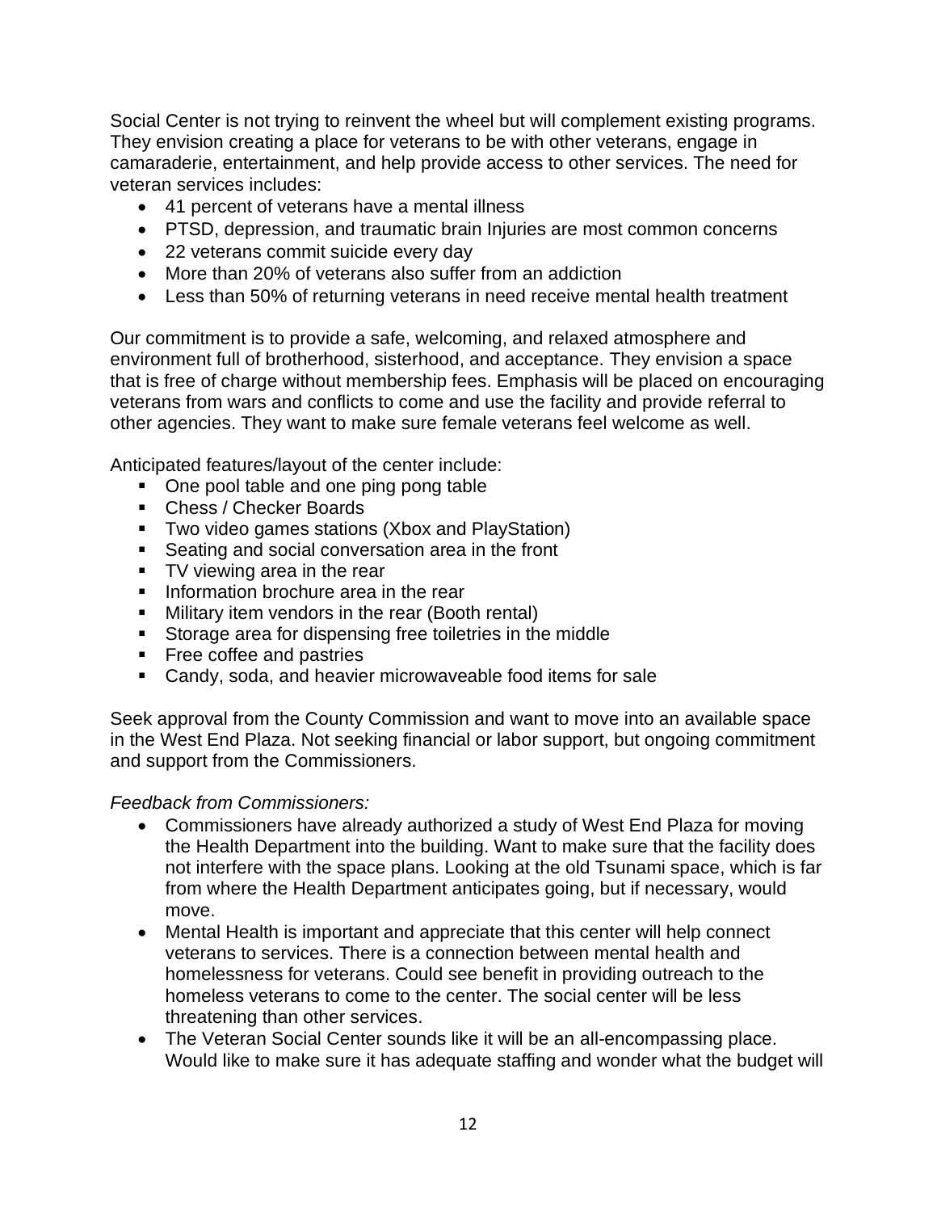Social Center is not trying to reinvent the wheel but will complement existing programs. They envision creating a place for veterans to be with other veterans, engage in camaraderie, entertainment, and help provide access to other services. The need for veteran services includes:

- 41 percent of veterans have a mental illness
- PTSD, depression, and traumatic brain Injuries are most common concerns
- 22 veterans commit suicide every day
- More than 20% of veterans also suffer from an addiction
- Less than 50% of returning veterans in need receive mental health treatment

Our commitment is to provide a safe, welcoming, and relaxed atmosphere and environment full of brotherhood, sisterhood, and acceptance. They envision a space that is free of charge without membership fees. Emphasis will be placed on encouraging veterans from wars and conflicts to come and use the facility and provide referral to other agencies. They want to make sure female veterans feel welcome as well.

Anticipated features/layout of the center include:

- One pool table and one ping pong table
- Chess / Checker Boards
- Two video games stations (Xbox and PlayStation)
- Seating and social conversation area in the front
- TV viewing area in the rear
- Information brochure area in the rear
- Military item vendors in the rear (Booth rental)
- Storage area for dispensing free toiletries in the middle
- Free coffee and pastries
- Candy, soda, and heavier microwaveable food items for sale

Seek approval from the County Commission and want to move into an available space in the West End Plaza. Not seeking financial or labor support, but ongoing commitment and support from the Commissioners.

*Feedback from Commissioners:*

- Commissioners have already authorized a study of West End Plaza for moving the Health Department into the building. Want to make sure that the facility does not interfere with the space plans. Looking at the old Tsunami space, which is far from where the Health Department anticipates going, but if necessary, would move.
- Mental Health is important and appreciate that this center will help connect veterans to services. There is a connection between mental health and homelessness for veterans. Could see benefit in providing outreach to the homeless veterans to come to the center. The social center will be less threatening than other services.
- The Veteran Social Center sounds like it will be an all-encompassing place. Would like to make sure it has adequate staffing and wonder what the budget will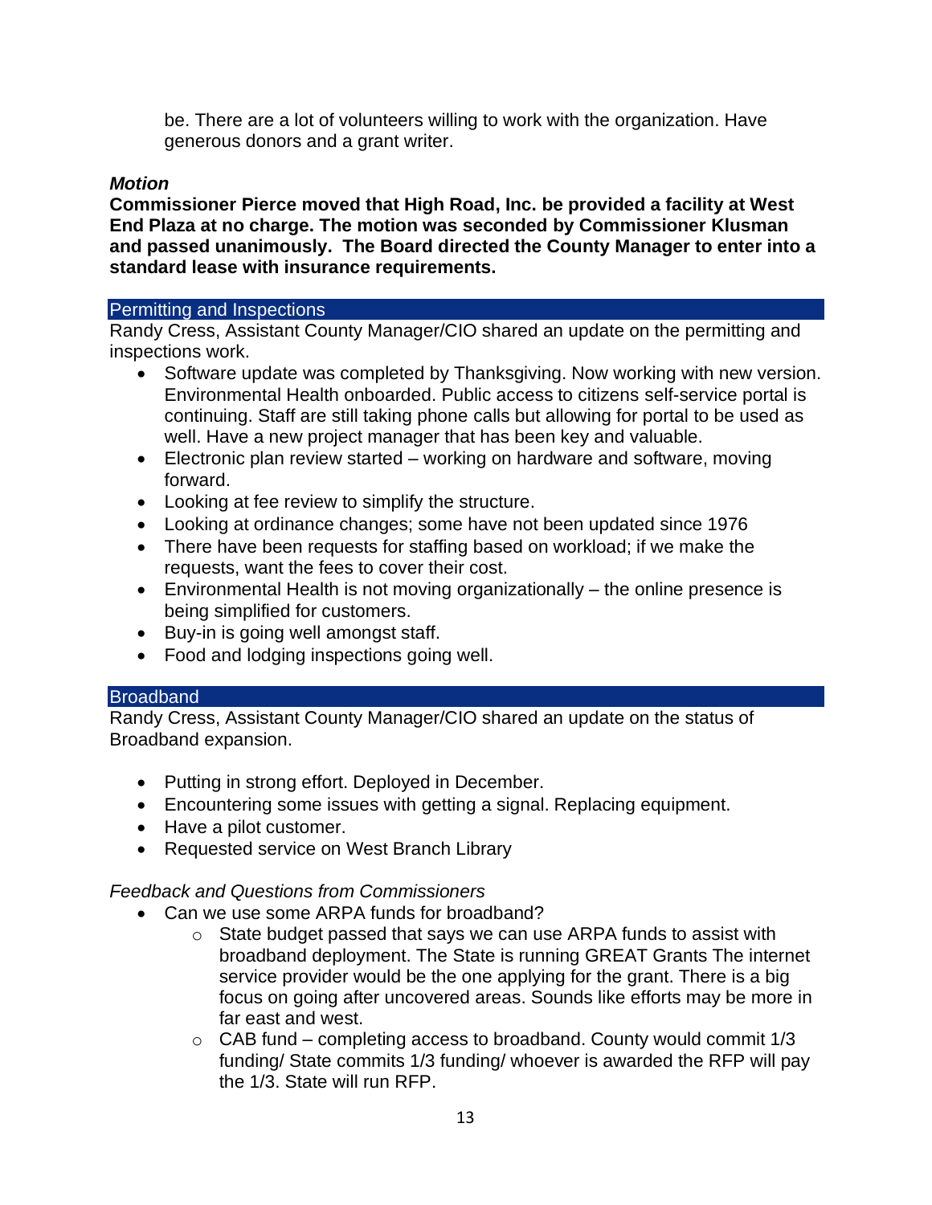be. There are a lot of volunteers willing to work with the organization. Have generous donors and a grant writer.

***Motion***

**Commissioner Pierce moved that High Road, Inc. be provided a facility at West End Plaza at no charge. The motion was seconded by Commissioner Klusman and passed unanimously. The Board directed the County Manager to enter into a standard lease with insurance requirements.**

## Permitting and Inspections

Randy Cress, Assistant County Manager/CIO shared an update on the permitting and inspections work.

- Software update was completed by Thanksgiving. Now working with new version. Environmental Health onboarded. Public access to citizens self-service portal is continuing. Staff are still taking phone calls but allowing for portal to be used as well. Have a new project manager that has been key and valuable.
- Electronic plan review started – working on hardware and software, moving forward.
- Looking at fee review to simplify the structure.
- Looking at ordinance changes; some have not been updated since 1976
- There have been requests for staffing based on workload; if we make the requests, want the fees to cover their cost.
- Environmental Health is not moving organizationally – the online presence is being simplified for customers.
- Buy-in is going well amongst staff.
- Food and lodging inspections going well.

## Broadband

Randy Cress, Assistant County Manager/CIO shared an update on the status of Broadband expansion.

- Putting in strong effort. Deployed in December.
- Encountering some issues with getting a signal. Replacing equipment.
- Have a pilot customer.
- Requested service on West Branch Library

*Feedback and Questions from Commissioners*

- Can we use some ARPA funds for broadband?
  - State budget passed that says we can use ARPA funds to assist with broadband deployment. The State is running GREAT Grants The internet service provider would be the one applying for the grant. There is a big focus on going after uncovered areas. Sounds like efforts may be more in far east and west.
  - CAB fund – completing access to broadband. County would commit 1/3 funding/ State commits 1/3 funding/ whoever is awarded the RFP will pay the 1/3. State will run RFP.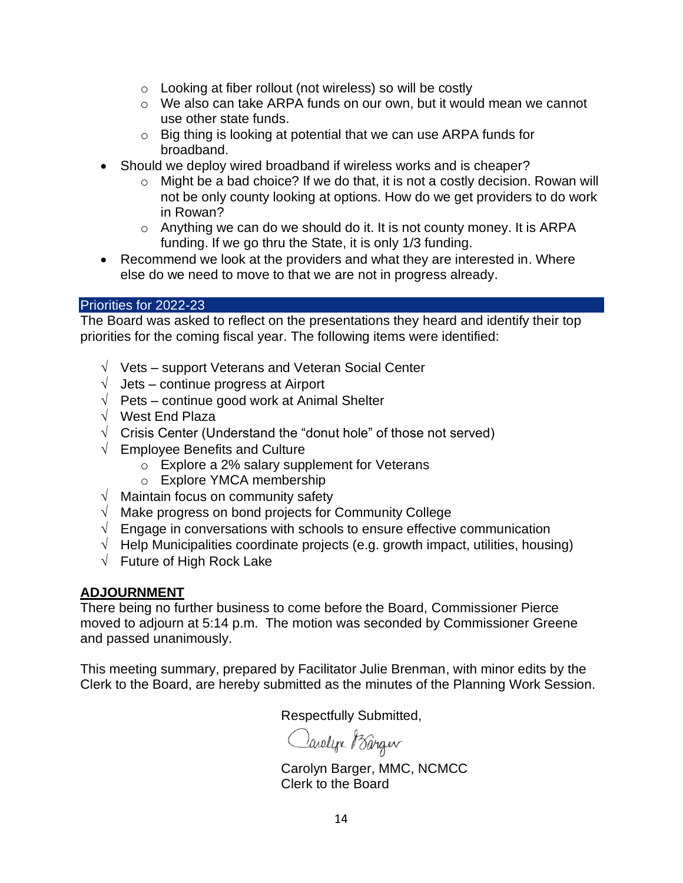- Looking at fiber rollout (not wireless) so will be costly
  - We also can take ARPA funds on our own, but it would mean we cannot use other state funds.
  - Big thing is looking at potential that we can use ARPA funds for broadband.
- Should we deploy wired broadband if wireless works and is cheaper?
  - Might be a bad choice? If we do that, it is not a costly decision. Rowan will not be only county looking at options. How do we get providers to do work in Rowan?
  - Anything we can do we should do it. It is not county money. It is ARPA funding. If we go thru the State, it is only 1/3 funding.
- Recommend we look at the providers and what they are interested in. Where else do we need to move to that we are not in progress already.

## Priorities for 2022-23

The Board was asked to reflect on the presentations they heard and identify their top priorities for the coming fiscal year. The following items were identified:

- √ Vets – support Veterans and Veteran Social Center
- √ Jets – continue progress at Airport
- √ Pets – continue good work at Animal Shelter
- √ West End Plaza
- √ Crisis Center (Understand the "donut hole" of those not served)
- √ Employee Benefits and Culture
  - Explore a 2% salary supplement for Veterans
  - Explore YMCA membership
- √ Maintain focus on community safety
- √ Make progress on bond projects for Community College
- √ Engage in conversations with schools to ensure effective communication
- √ Help Municipalities coordinate projects (e.g. growth impact, utilities, housing)
- √ Future of High Rock Lake

**ADJOURNMENT**

There being no further business to come before the Board, Commissioner Pierce moved to adjourn at 5:14 p.m. The motion was seconded by Commissioner Greene and passed unanimously.

This meeting summary, prepared by Facilitator Julie Brenman, with minor edits by the Clerk to the Board, are hereby submitted as the minutes of the Planning Work Session.

Respectfully Submitted,

Carolyn Barger

Carolyn Barger, MMC, NCMCC
Clerk to the Board